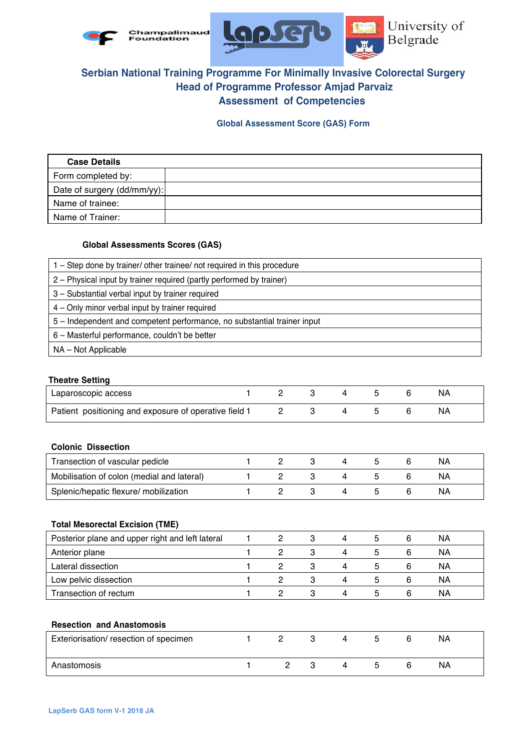Champalimaud Foundation

LapSerb

University of Belgrade

# Serbian National Training Programme For Minimally Invasive Colorectal Surgery
## Head of Programme Professor Amjad Parvaiz
## Assessment of Competencies

### Global Assessment Score (GAS) Form

| Case Details | |
|---|---|
| Form completed by: | |
| Date of surgery (dd/mm/yy): | |
| Name of trainee: | |
| Name of Trainer: | |

**Global Assessments Scores (GAS)**

| |
|---|
| 1 – Step done by trainer/ other trainee/ not required in this procedure |
| 2 – Physical input by trainer required (partly performed by trainer) |
| 3 – Substantial verbal input by trainer required |
| 4 – Only minor verbal input by trainer required |
| 5 – Independent and competent performance, no substantial trainer input |
| 6 – Masterful performance, couldn't be better |
| NA – Not Applicable |

**Theatre Setting**

| | | | | | | | |
|---|---|---|---|---|---|---|---|
| Laparoscopic access | 1 | 2 | 3 | 4 | 5 | 6 | NA |
| Patient positioning and exposure of operative field | 1 | 2 | 3 | 4 | 5 | 6 | NA |

**Colonic Dissection**

| | | | | | | | |
|---|---|---|---|---|---|---|---|
| Transection of vascular pedicle | 1 | 2 | 3 | 4 | 5 | 6 | NA |
| Mobilisation of colon (medial and lateral) | 1 | 2 | 3 | 4 | 5 | 6 | NA |
| Splenic/hepatic flexure/ mobilization | 1 | 2 | 3 | 4 | 5 | 6 | NA |

**Total Mesorectal Excision (TME)**

| | | | | | | | |
|---|---|---|---|---|---|---|---|
| Posterior plane and upper right and left lateral | 1 | 2 | 3 | 4 | 5 | 6 | NA |
| Anterior plane | 1 | 2 | 3 | 4 | 5 | 6 | NA |
| Lateral dissection | 1 | 2 | 3 | 4 | 5 | 6 | NA |
| Low pelvic dissection | 1 | 2 | 3 | 4 | 5 | 6 | NA |
| Transection of rectum | 1 | 2 | 3 | 4 | 5 | 6 | NA |

**Resection and Anastomosis**

| | | | | | | | |
|---|---|---|---|---|---|---|---|
| Exteriorisation/ resection of specimen | 1 | 2 | 3 | 4 | 5 | 6 | NA |
| Anastomosis | 1 | 2 | 3 | 4 | 5 | 6 | NA |

LapSerb GAS form V-1 2018 JA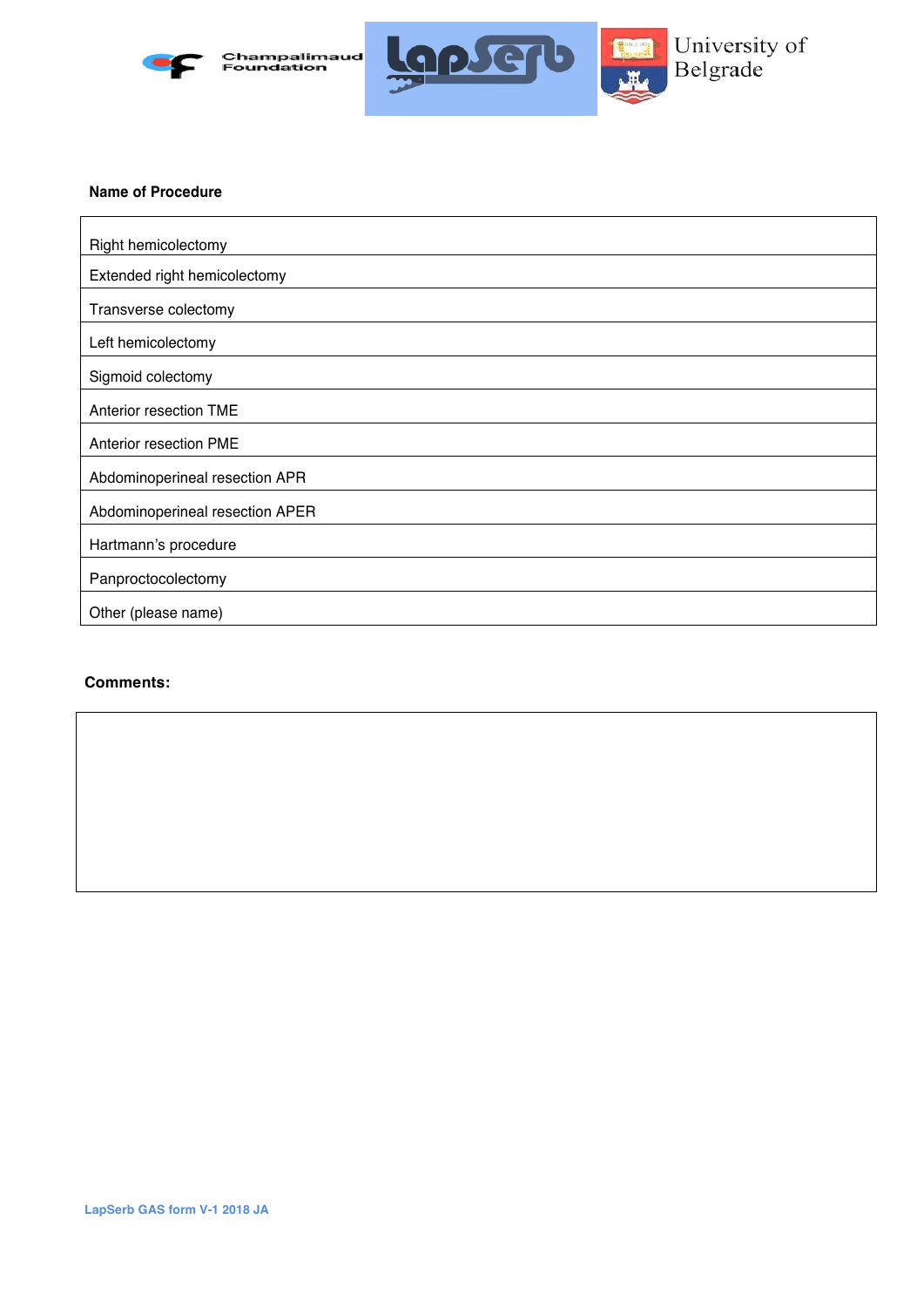**Name of Procedure**

| |
|---|
| Right hemicolectomy |
| Extended right hemicolectomy |
| Transverse colectomy |
| Left hemicolectomy |
| Sigmoid colectomy |
| Anterior resection TME |
| Anterior resection PME |
| Abdominoperineal resection APR |
| Abdominoperineal resection APER |
| Hartmann's procedure |
| Panproctocolectomy |
| Other (please name) |

**Comments:**

| |
|---|
| |

LapSerb GAS form V-1 2018 JA